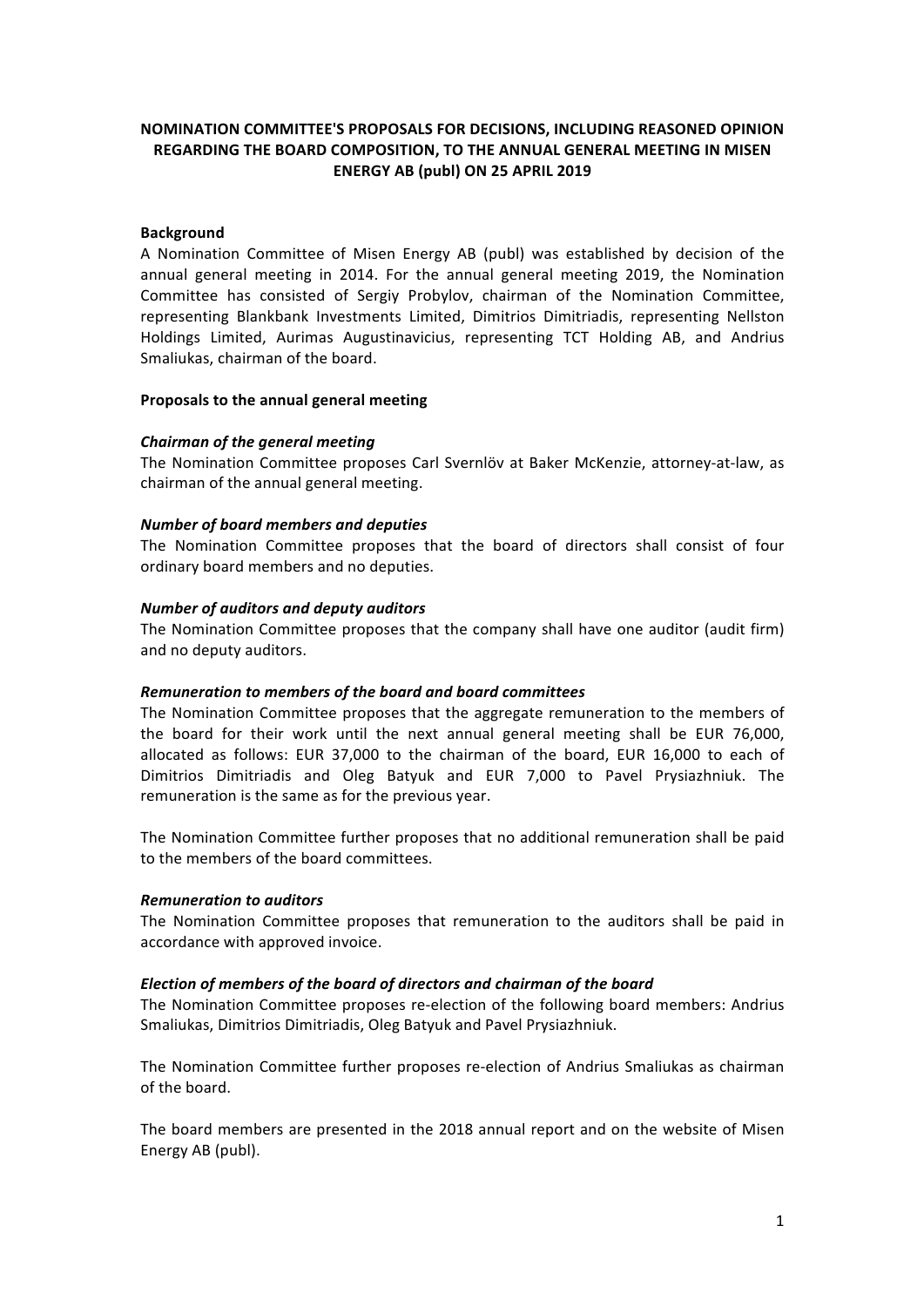# NOMINATION COMMITTEE'S PROPOSALS FOR DECISIONS, INCLUDING REASONED OPINION REGARDING THE BOARD COMPOSITION, TO THE ANNUAL GENERAL MEETING IN MISEN ENERGY AB (publ) ON 25 APRIL 2019

**Background**

A Nomination Committee of Misen Energy AB (publ) was established by decision of the annual general meeting in 2014. For the annual general meeting 2019, the Nomination Committee has consisted of Sergiy Probylov, chairman of the Nomination Committee, representing Blankbank Investments Limited, Dimitrios Dimitriadis, representing Nellston Holdings Limited, Aurimas Augustinavicius, representing TCT Holding AB, and Andrius Smaliukas, chairman of the board.

**Proposals to the annual general meeting**

***Chairman of the general meeting***

The Nomination Committee proposes Carl Svernlöv at Baker McKenzie, attorney-at-law, as chairman of the annual general meeting.

***Number of board members and deputies***

The Nomination Committee proposes that the board of directors shall consist of four ordinary board members and no deputies.

***Number of auditors and deputy auditors***

The Nomination Committee proposes that the company shall have one auditor (audit firm) and no deputy auditors.

***Remuneration to members of the board and board committees***

The Nomination Committee proposes that the aggregate remuneration to the members of the board for their work until the next annual general meeting shall be EUR 76,000, allocated as follows: EUR 37,000 to the chairman of the board, EUR 16,000 to each of Dimitrios Dimitriadis and Oleg Batyuk and EUR 7,000 to Pavel Prysiazhniuk. The remuneration is the same as for the previous year.

The Nomination Committee further proposes that no additional remuneration shall be paid to the members of the board committees.

***Remuneration to auditors***

The Nomination Committee proposes that remuneration to the auditors shall be paid in accordance with approved invoice.

***Election of members of the board of directors and chairman of the board***

The Nomination Committee proposes re-election of the following board members: Andrius Smaliukas, Dimitrios Dimitriadis, Oleg Batyuk and Pavel Prysiazhniuk.

The Nomination Committee further proposes re-election of Andrius Smaliukas as chairman of the board.

The board members are presented in the 2018 annual report and on the website of Misen Energy AB (publ).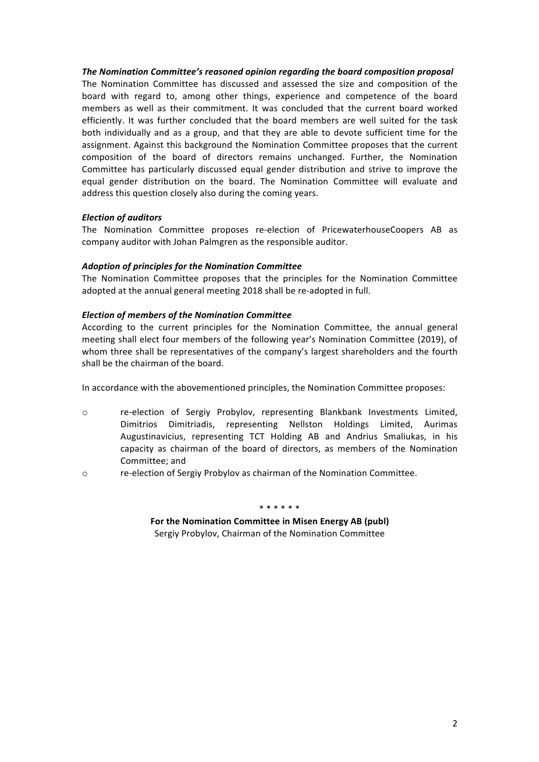***The Nomination Committee's reasoned opinion regarding the board composition proposal***

The Nomination Committee has discussed and assessed the size and composition of the board with regard to, among other things, experience and competence of the board members as well as their commitment. It was concluded that the current board worked efficiently. It was further concluded that the board members are well suited for the task both individually and as a group, and that they are able to devote sufficient time for the assignment. Against this background the Nomination Committee proposes that the current composition of the board of directors remains unchanged. Further, the Nomination Committee has particularly discussed equal gender distribution and strive to improve the equal gender distribution on the board. The Nomination Committee will evaluate and address this question closely also during the coming years.

***Election of auditors***

The Nomination Committee proposes re-election of PricewaterhouseCoopers AB as company auditor with Johan Palmgren as the responsible auditor.

***Adoption of principles for the Nomination Committee***

The Nomination Committee proposes that the principles for the Nomination Committee adopted at the annual general meeting 2018 shall be re-adopted in full.

***Election of members of the Nomination Committee***

According to the current principles for the Nomination Committee, the annual general meeting shall elect four members of the following year's Nomination Committee (2019), of whom three shall be representatives of the company's largest shareholders and the fourth shall be the chairman of the board.

In accordance with the abovementioned principles, the Nomination Committee proposes:

- re-election of Sergiy Probylov, representing Blankbank Investments Limited, Dimitrios Dimitriadis, representing Nellston Holdings Limited, Aurimas Augustinavicius, representing TCT Holding AB and Andrius Smaliukas, in his capacity as chairman of the board of directors, as members of the Nomination Committee; and
- re-election of Sergiy Probylov as chairman of the Nomination Committee.

\* \* \* \* \* \*

**For the Nomination Committee in Misen Energy AB (publ)**
Sergiy Probylov, Chairman of the Nomination Committee